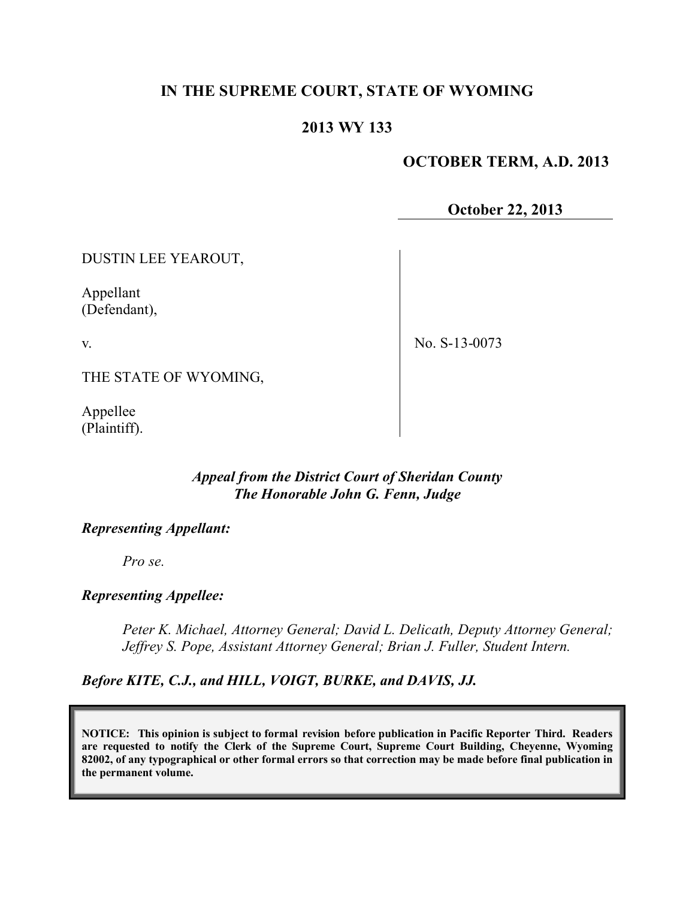# IN THE SUPREME COURT, STATE OF WYOMING

## 2013 WY 133

**OCTOBER TERM, A.D. 2013**

**October 22, 2013**

DUSTIN LEE YEAROUT,

Appellant
(Defendant),

v.

THE STATE OF WYOMING,

Appellee
(Plaintiff).

No. S-13-0073

*Appeal from the District Court of Sheridan County*
*The Honorable John G. Fenn, Judge*

***Representing Appellant:***

*Pro se.*

***Representing Appellee:***

*Peter K. Michael, Attorney General; David L. Delicath, Deputy Attorney General; Jeffrey S. Pope, Assistant Attorney General; Brian J. Fuller, Student Intern.*

***Before KITE, C.J., and HILL, VOIGT, BURKE, and DAVIS, JJ.***

**NOTICE: This opinion is subject to formal revision before publication in Pacific Reporter Third. Readers are requested to notify the Clerk of the Supreme Court, Supreme Court Building, Cheyenne, Wyoming 82002, of any typographical or other formal errors so that correction may be made before final publication in the permanent volume.**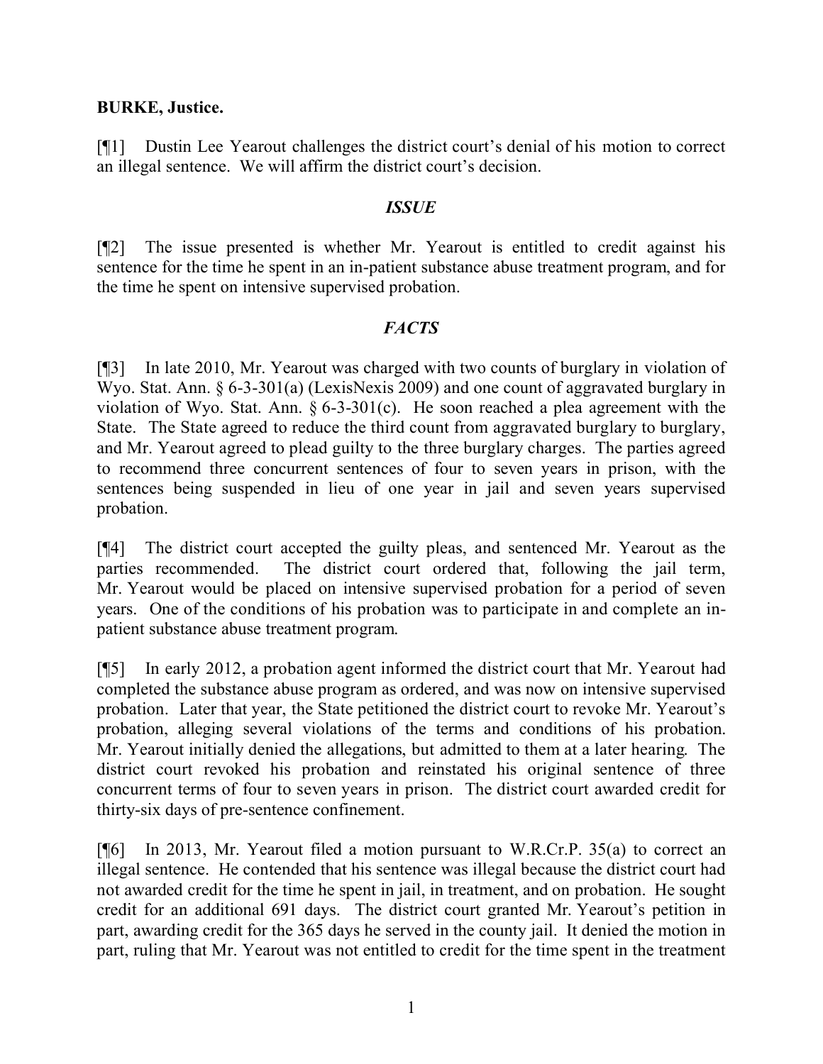**BURKE, Justice.**

[¶1] Dustin Lee Yearout challenges the district court's denial of his motion to correct an illegal sentence. We will affirm the district court's decision.

## *ISSUE*

[¶2] The issue presented is whether Mr. Yearout is entitled to credit against his sentence for the time he spent in an in-patient substance abuse treatment program, and for the time he spent on intensive supervised probation.

## *FACTS*

[¶3] In late 2010, Mr. Yearout was charged with two counts of burglary in violation of Wyo. Stat. Ann. § 6-3-301(a) (LexisNexis 2009) and one count of aggravated burglary in violation of Wyo. Stat. Ann. § 6-3-301(c). He soon reached a plea agreement with the State. The State agreed to reduce the third count from aggravated burglary to burglary, and Mr. Yearout agreed to plead guilty to the three burglary charges. The parties agreed to recommend three concurrent sentences of four to seven years in prison, with the sentences being suspended in lieu of one year in jail and seven years supervised probation.

[¶4] The district court accepted the guilty pleas, and sentenced Mr. Yearout as the parties recommended. The district court ordered that, following the jail term, Mr. Yearout would be placed on intensive supervised probation for a period of seven years. One of the conditions of his probation was to participate in and complete an in-patient substance abuse treatment program.

[¶5] In early 2012, a probation agent informed the district court that Mr. Yearout had completed the substance abuse program as ordered, and was now on intensive supervised probation. Later that year, the State petitioned the district court to revoke Mr. Yearout's probation, alleging several violations of the terms and conditions of his probation. Mr. Yearout initially denied the allegations, but admitted to them at a later hearing. The district court revoked his probation and reinstated his original sentence of three concurrent terms of four to seven years in prison. The district court awarded credit for thirty-six days of pre-sentence confinement.

[¶6] In 2013, Mr. Yearout filed a motion pursuant to W.R.Cr.P. 35(a) to correct an illegal sentence. He contended that his sentence was illegal because the district court had not awarded credit for the time he spent in jail, in treatment, and on probation. He sought credit for an additional 691 days. The district court granted Mr. Yearout's petition in part, awarding credit for the 365 days he served in the county jail. It denied the motion in part, ruling that Mr. Yearout was not entitled to credit for the time spent in the treatment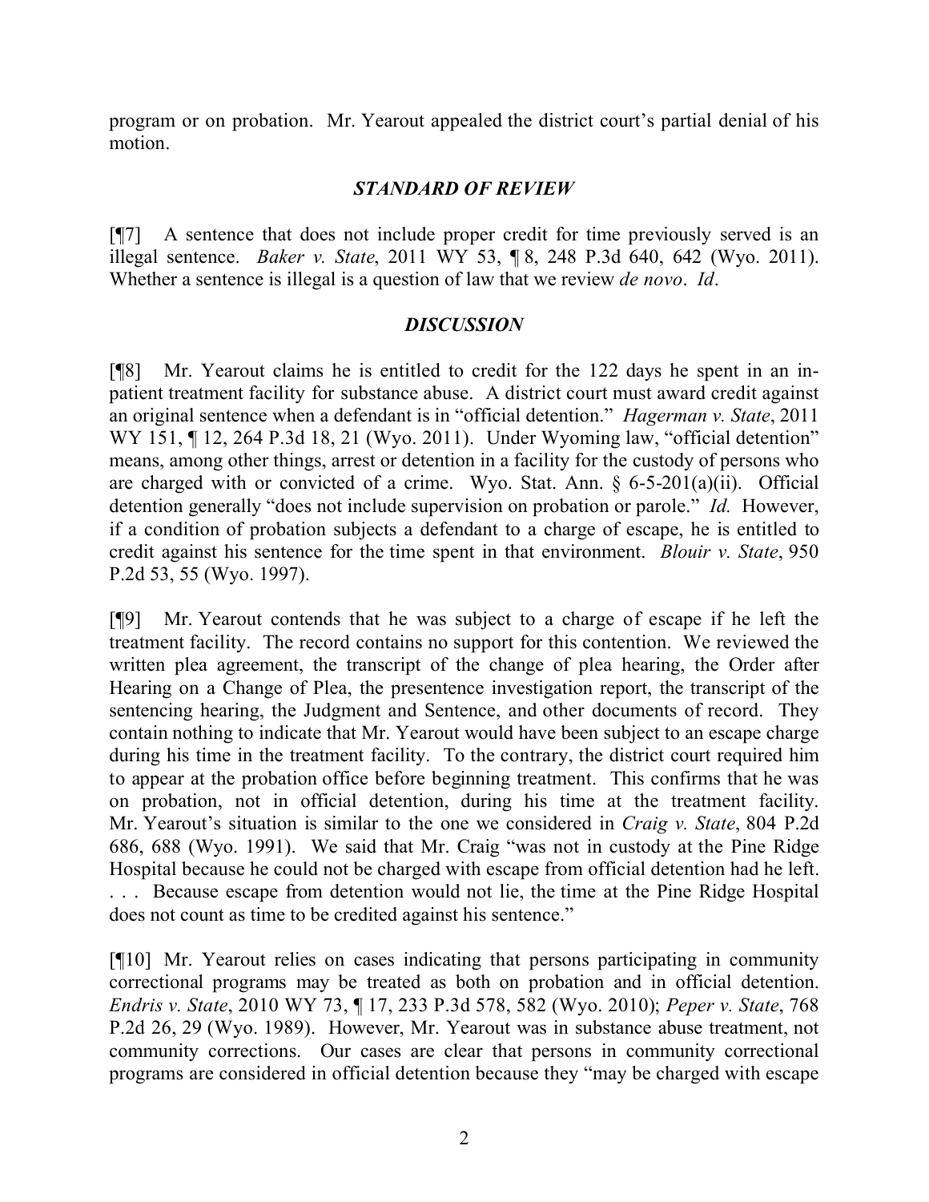program or on probation. Mr. Yearout appealed the district court's partial denial of his motion.

## *STANDARD OF REVIEW*

[¶7] A sentence that does not include proper credit for time previously served is an illegal sentence. *Baker v. State*, 2011 WY 53, ¶ 8, 248 P.3d 640, 642 (Wyo. 2011). Whether a sentence is illegal is a question of law that we review *de novo*. *Id*.

## *DISCUSSION*

[¶8] Mr. Yearout claims he is entitled to credit for the 122 days he spent in an in-patient treatment facility for substance abuse. A district court must award credit against an original sentence when a defendant is in "official detention." *Hagerman v. State*, 2011 WY 151, ¶ 12, 264 P.3d 18, 21 (Wyo. 2011). Under Wyoming law, "official detention" means, among other things, arrest or detention in a facility for the custody of persons who are charged with or convicted of a crime. Wyo. Stat. Ann. § 6-5-201(a)(ii). Official detention generally "does not include supervision on probation or parole." *Id.* However, if a condition of probation subjects a defendant to a charge of escape, he is entitled to credit against his sentence for the time spent in that environment. *Blouir v. State*, 950 P.2d 53, 55 (Wyo. 1997).

[¶9] Mr. Yearout contends that he was subject to a charge of escape if he left the treatment facility. The record contains no support for this contention. We reviewed the written plea agreement, the transcript of the change of plea hearing, the Order after Hearing on a Change of Plea, the presentence investigation report, the transcript of the sentencing hearing, the Judgment and Sentence, and other documents of record. They contain nothing to indicate that Mr. Yearout would have been subject to an escape charge during his time in the treatment facility. To the contrary, the district court required him to appear at the probation office before beginning treatment. This confirms that he was on probation, not in official detention, during his time at the treatment facility. Mr. Yearout's situation is similar to the one we considered in *Craig v. State*, 804 P.2d 686, 688 (Wyo. 1991). We said that Mr. Craig "was not in custody at the Pine Ridge Hospital because he could not be charged with escape from official detention had he left. . . . Because escape from detention would not lie, the time at the Pine Ridge Hospital does not count as time to be credited against his sentence."

[¶10] Mr. Yearout relies on cases indicating that persons participating in community correctional programs may be treated as both on probation and in official detention. *Endris v. State*, 2010 WY 73, ¶ 17, 233 P.3d 578, 582 (Wyo. 2010); *Peper v. State*, 768 P.2d 26, 29 (Wyo. 1989). However, Mr. Yearout was in substance abuse treatment, not community corrections. Our cases are clear that persons in community correctional programs are considered in official detention because they "may be charged with escape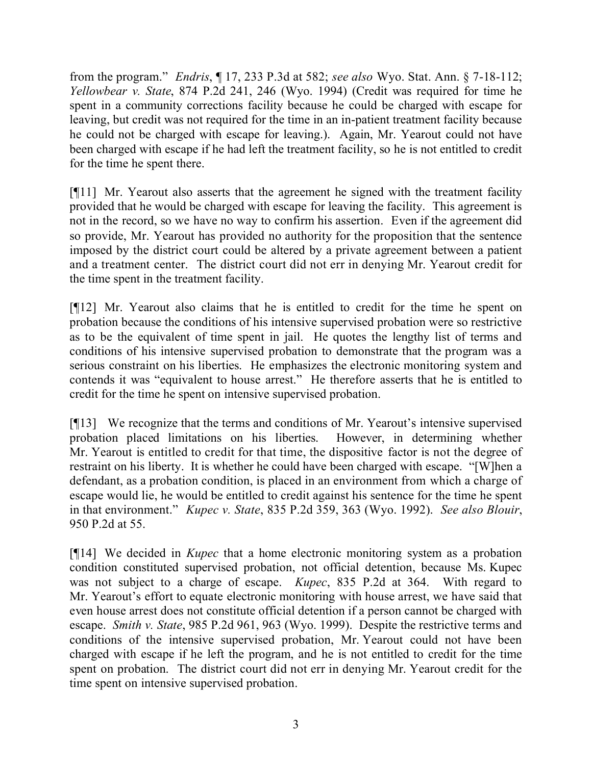from the program." *Endris*, ¶ 17, 233 P.3d at 582; *see also* Wyo. Stat. Ann. § 7-18-112; *Yellowbear v. State*, 874 P.2d 241, 246 (Wyo. 1994) (Credit was required for time he spent in a community corrections facility because he could be charged with escape for leaving, but credit was not required for the time in an in-patient treatment facility because he could not be charged with escape for leaving.). Again, Mr. Yearout could not have been charged with escape if he had left the treatment facility, so he is not entitled to credit for the time he spent there.

[¶11] Mr. Yearout also asserts that the agreement he signed with the treatment facility provided that he would be charged with escape for leaving the facility. This agreement is not in the record, so we have no way to confirm his assertion. Even if the agreement did so provide, Mr. Yearout has provided no authority for the proposition that the sentence imposed by the district court could be altered by a private agreement between a patient and a treatment center. The district court did not err in denying Mr. Yearout credit for the time spent in the treatment facility.

[¶12] Mr. Yearout also claims that he is entitled to credit for the time he spent on probation because the conditions of his intensive supervised probation were so restrictive as to be the equivalent of time spent in jail. He quotes the lengthy list of terms and conditions of his intensive supervised probation to demonstrate that the program was a serious constraint on his liberties. He emphasizes the electronic monitoring system and contends it was "equivalent to house arrest." He therefore asserts that he is entitled to credit for the time he spent on intensive supervised probation.

[¶13] We recognize that the terms and conditions of Mr. Yearout's intensive supervised probation placed limitations on his liberties. However, in determining whether Mr. Yearout is entitled to credit for that time, the dispositive factor is not the degree of restraint on his liberty. It is whether he could have been charged with escape. "[W]hen a defendant, as a probation condition, is placed in an environment from which a charge of escape would lie, he would be entitled to credit against his sentence for the time he spent in that environment." *Kupec v. State*, 835 P.2d 359, 363 (Wyo. 1992). *See also Blouir*, 950 P.2d at 55.

[¶14] We decided in *Kupec* that a home electronic monitoring system as a probation condition constituted supervised probation, not official detention, because Ms. Kupec was not subject to a charge of escape. *Kupec*, 835 P.2d at 364. With regard to Mr. Yearout's effort to equate electronic monitoring with house arrest, we have said that even house arrest does not constitute official detention if a person cannot be charged with escape. *Smith v. State*, 985 P.2d 961, 963 (Wyo. 1999). Despite the restrictive terms and conditions of the intensive supervised probation, Mr. Yearout could not have been charged with escape if he left the program, and he is not entitled to credit for the time spent on probation. The district court did not err in denying Mr. Yearout credit for the time spent on intensive supervised probation.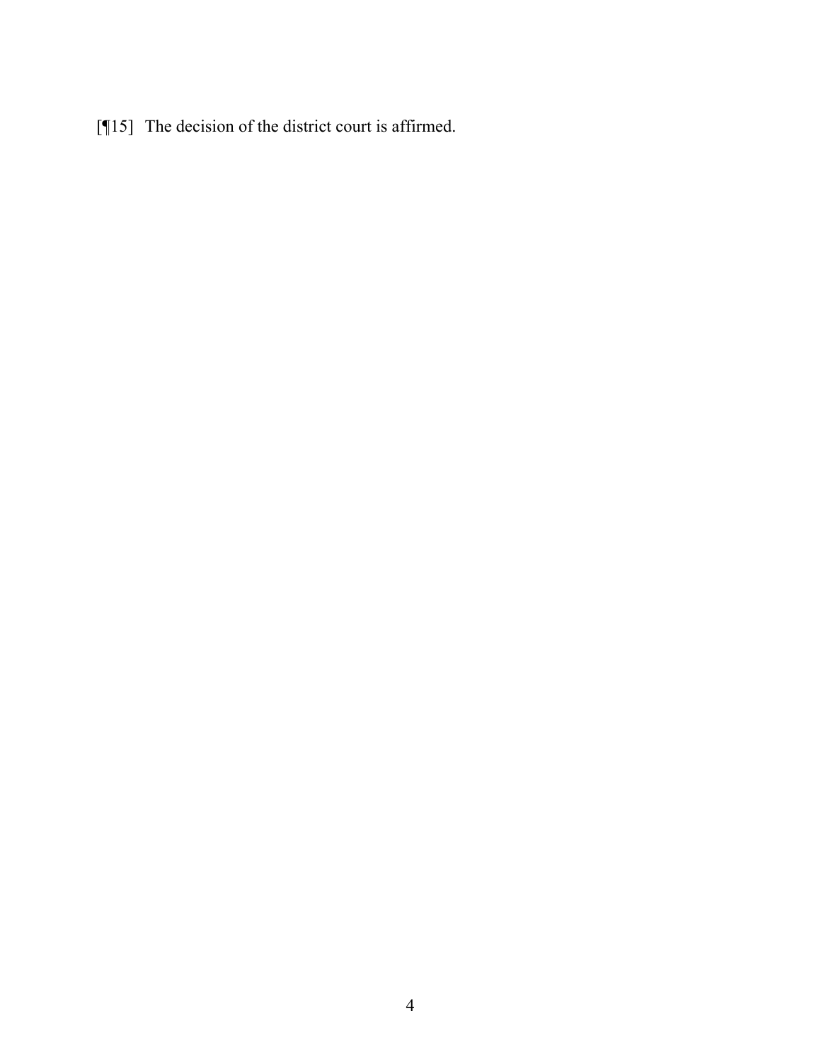[¶15] The decision of the district court is affirmed.